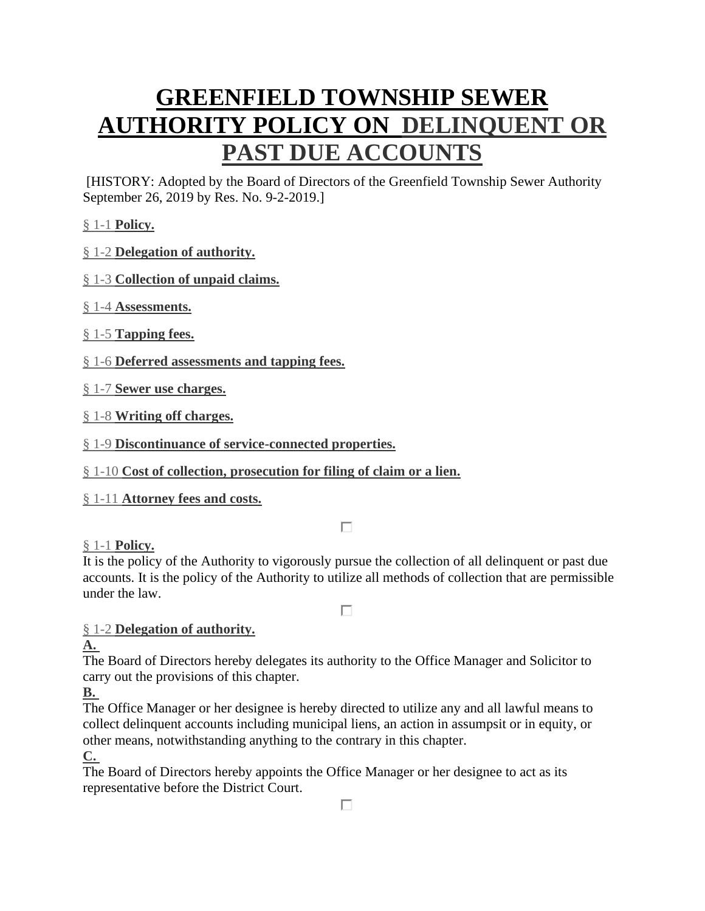# GREENFIELD TOWNSHIP SEWER AUTHORITY POLICY ON DELINQUENT OR PAST DUE ACCOUNTS

[HISTORY: Adopted by the Board of Directors of the Greenfield Township Sewer Authority September 26, 2019 by Res. No. 9-2-2019.]

§ 1-1 **Policy.**

§ 1-2 **Delegation of authority.**

§ 1-3 **Collection of unpaid claims.**

§ 1-4 **Assessments.**

§ 1-5 **Tapping fees.**

§ 1-6 **Deferred assessments and tapping fees.**

§ 1-7 **Sewer use charges.**

§ 1-8 **Writing off charges.**

§ 1-9 **Discontinuance of service-connected properties.**

§ 1-10 **Cost of collection, prosecution for filing of claim or a lien.**

§ 1-11 **Attorney fees and costs.**

§ 1-1 **Policy.**

It is the policy of the Authority to vigorously pursue the collection of all delinquent or past due accounts. It is the policy of the Authority to utilize all methods of collection that are permissible under the law.

§ 1-2 **Delegation of authority.**

**A.**

The Board of Directors hereby delegates its authority to the Office Manager and Solicitor to carry out the provisions of this chapter.

**B.**

The Office Manager or her designee is hereby directed to utilize any and all lawful means to collect delinquent accounts including municipal liens, an action in assumpsit or in equity, or other means, notwithstanding anything to the contrary in this chapter.

**C.**

The Board of Directors hereby appoints the Office Manager or her designee to act as its representative before the District Court.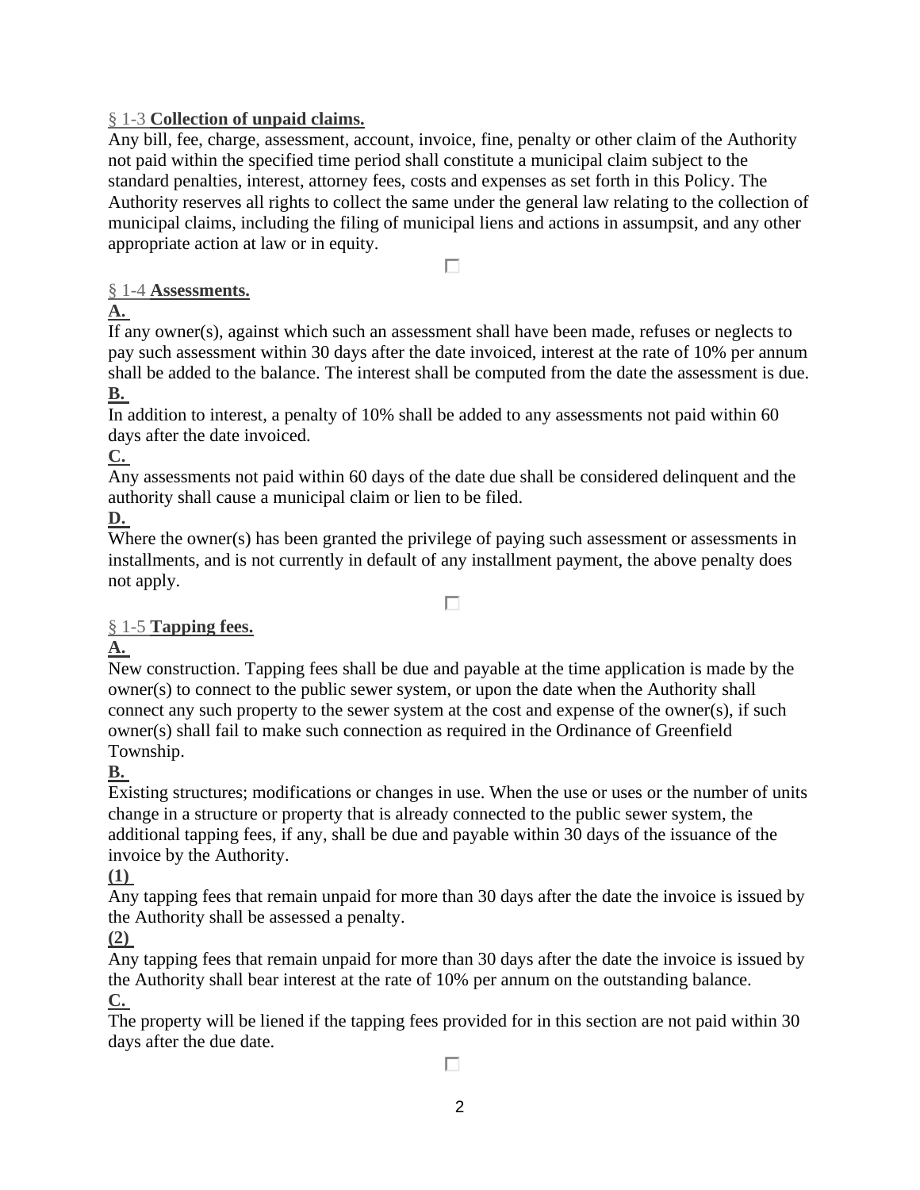## § 1-3 **Collection of unpaid claims.**

Any bill, fee, charge, assessment, account, invoice, fine, penalty or other claim of the Authority not paid within the specified time period shall constitute a municipal claim subject to the standard penalties, interest, attorney fees, costs and expenses as set forth in this Policy. The Authority reserves all rights to collect the same under the general law relating to the collection of municipal claims, including the filing of municipal liens and actions in assumpsit, and any other appropriate action at law or in equity.

## § 1-4 **Assessments.**

**A.**

If any owner(s), against which such an assessment shall have been made, refuses or neglects to pay such assessment within 30 days after the date invoiced, interest at the rate of 10% per annum shall be added to the balance. The interest shall be computed from the date the assessment is due.

**B.**

In addition to interest, a penalty of 10% shall be added to any assessments not paid within 60 days after the date invoiced.

**C.**

Any assessments not paid within 60 days of the date due shall be considered delinquent and the authority shall cause a municipal claim or lien to be filed.

**D.**

Where the owner(s) has been granted the privilege of paying such assessment or assessments in installments, and is not currently in default of any installment payment, the above penalty does not apply.

## § 1-5 **Tapping fees.**

**A.**

New construction. Tapping fees shall be due and payable at the time application is made by the owner(s) to connect to the public sewer system, or upon the date when the Authority shall connect any such property to the sewer system at the cost and expense of the owner(s), if such owner(s) shall fail to make such connection as required in the Ordinance of Greenfield Township.

**B.**

Existing structures; modifications or changes in use. When the use or uses or the number of units change in a structure or property that is already connected to the public sewer system, the additional tapping fees, if any, shall be due and payable within 30 days of the issuance of the invoice by the Authority.

**(1)**

Any tapping fees that remain unpaid for more than 30 days after the date the invoice is issued by the Authority shall be assessed a penalty.

**(2)**

Any tapping fees that remain unpaid for more than 30 days after the date the invoice is issued by the Authority shall bear interest at the rate of 10% per annum on the outstanding balance.

**C.**

The property will be liened if the tapping fees provided for in this section are not paid within 30 days after the due date.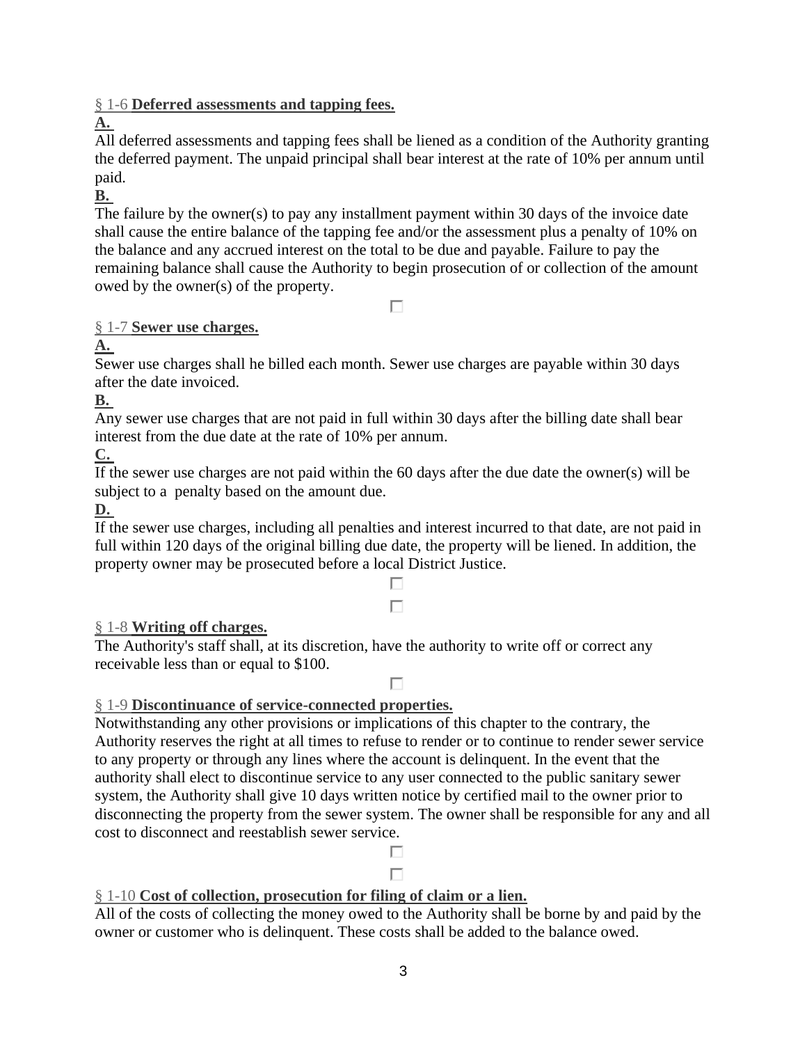## § 1-6 **Deferred assessments and tapping fees.**

**A.**

All deferred assessments and tapping fees shall be liened as a condition of the Authority granting the deferred payment. The unpaid principal shall bear interest at the rate of 10% per annum until paid.

**B.**

The failure by the owner(s) to pay any installment payment within 30 days of the invoice date shall cause the entire balance of the tapping fee and/or the assessment plus a penalty of 10% on the balance and any accrued interest on the total to be due and payable. Failure to pay the remaining balance shall cause the Authority to begin prosecution of or collection of the amount owed by the owner(s) of the property.

## § 1-7 **Sewer use charges.**

**A.**

Sewer use charges shall he billed each month. Sewer use charges are payable within 30 days after the date invoiced.

**B.**

Any sewer use charges that are not paid in full within 30 days after the billing date shall bear interest from the due date at the rate of 10% per annum.

**C.**

If the sewer use charges are not paid within the 60 days after the due date the owner(s) will be subject to a penalty based on the amount due.

**D.**

If the sewer use charges, including all penalties and interest incurred to that date, are not paid in full within 120 days of the original billing due date, the property will be liened. In addition, the property owner may be prosecuted before a local District Justice.

## § 1-8 **Writing off charges.**

The Authority's staff shall, at its discretion, have the authority to write off or correct any receivable less than or equal to $100.

## § 1-9 **Discontinuance of service-connected properties.**

Notwithstanding any other provisions or implications of this chapter to the contrary, the Authority reserves the right at all times to refuse to render or to continue to render sewer service to any property or through any lines where the account is delinquent. In the event that the authority shall elect to discontinue service to any user connected to the public sanitary sewer system, the Authority shall give 10 days written notice by certified mail to the owner prior to disconnecting the property from the sewer system. The owner shall be responsible for any and all cost to disconnect and reestablish sewer service.

## § 1-10 **Cost of collection, prosecution for filing of claim or a lien.**

All of the costs of collecting the money owed to the Authority shall be borne by and paid by the owner or customer who is delinquent. These costs shall be added to the balance owed.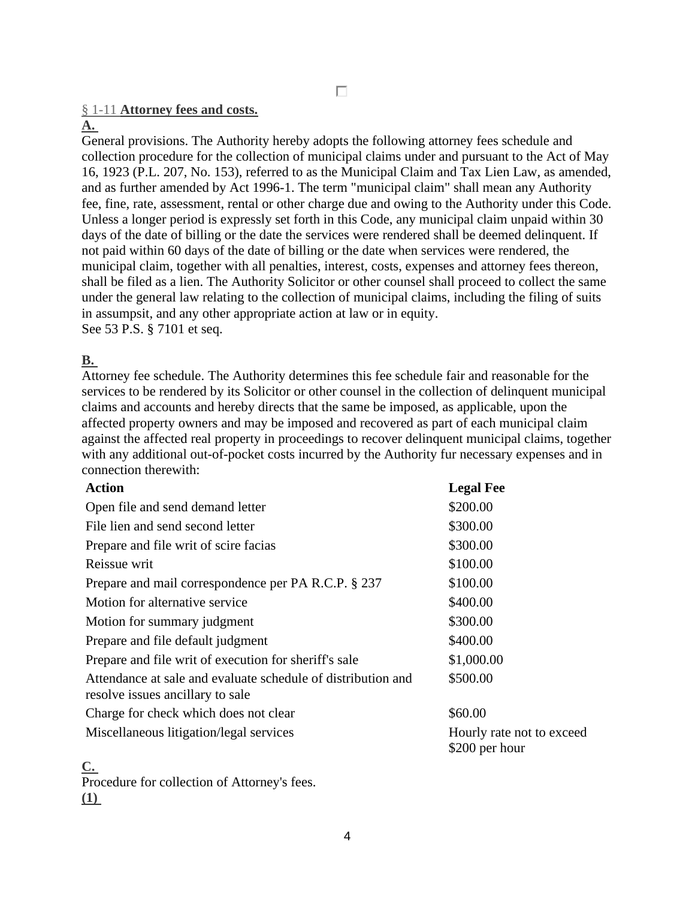§ 1-11 **Attorney fees and costs.**

**A.**

General provisions. The Authority hereby adopts the following attorney fees schedule and collection procedure for the collection of municipal claims under and pursuant to the Act of May 16, 1923 (P.L. 207, No. 153), referred to as the Municipal Claim and Tax Lien Law, as amended, and as further amended by Act 1996-1. The term "municipal claim" shall mean any Authority fee, fine, rate, assessment, rental or other charge due and owing to the Authority under this Code. Unless a longer period is expressly set forth in this Code, any municipal claim unpaid within 30 days of the date of billing or the date the services were rendered shall be deemed delinquent. If not paid within 60 days of the date of billing or the date when services were rendered, the municipal claim, together with all penalties, interest, costs, expenses and attorney fees thereon, shall be filed as a lien. The Authority Solicitor or other counsel shall proceed to collect the same under the general law relating to the collection of municipal claims, including the filing of suits in assumpsit, and any other appropriate action at law or in equity.
See 53 P.S. § 7101 et seq.

**B.**

Attorney fee schedule. The Authority determines this fee schedule fair and reasonable for the services to be rendered by its Solicitor or other counsel in the collection of delinquent municipal claims and accounts and hereby directs that the same be imposed, as applicable, upon the affected property owners and may be imposed and recovered as part of each municipal claim against the affected real property in proceedings to recover delinquent municipal claims, together with any additional out-of-pocket costs incurred by the Authority fur necessary expenses and in connection therewith:

| Action | Legal Fee |
|---|---|
| Open file and send demand letter | \$200.00 |
| File lien and send second letter | \$300.00 |
| Prepare and file writ of scire facias | \$300.00 |
| Reissue writ | \$100.00 |
| Prepare and mail correspondence per PA R.C.P. § 237 | \$100.00 |
| Motion for alternative service | \$400.00 |
| Motion for summary judgment | \$300.00 |
| Prepare and file default judgment | \$400.00 |
| Prepare and file writ of execution for sheriff's sale | \$1,000.00 |
| Attendance at sale and evaluate schedule of distribution and resolve issues ancillary to sale | \$500.00 |
| Charge for check which does not clear | \$60.00 |
| Miscellaneous litigation/legal services | Hourly rate not to exceed \$200 per hour |

**C.**

Procedure for collection of Attorney's fees.

**(1)**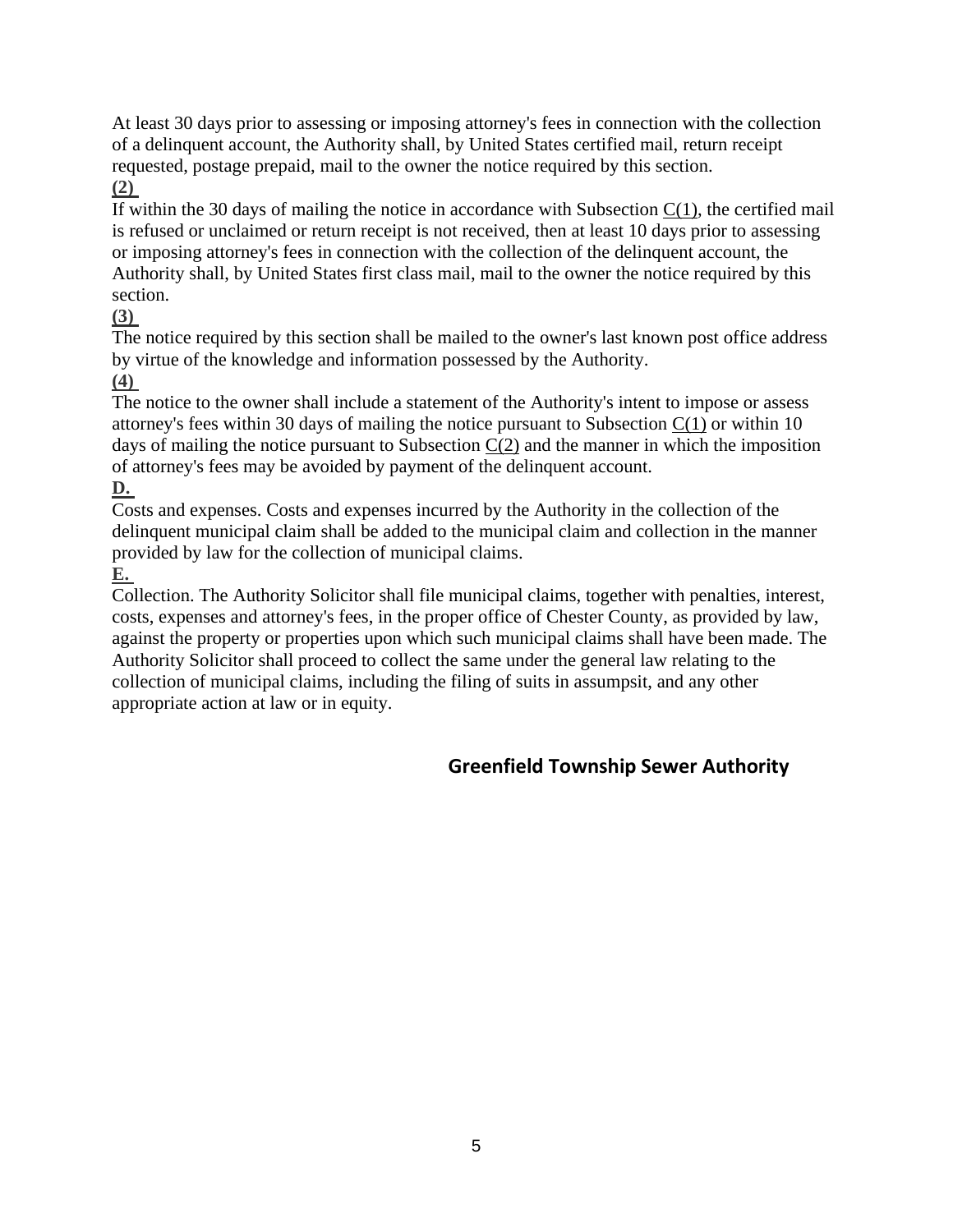At least 30 days prior to assessing or imposing attorney's fees in connection with the collection of a delinquent account, the Authority shall, by United States certified mail, return receipt requested, postage prepaid, mail to the owner the notice required by this section.

**(2)**

If within the 30 days of mailing the notice in accordance with Subsection C(1), the certified mail is refused or unclaimed or return receipt is not received, then at least 10 days prior to assessing or imposing attorney's fees in connection with the collection of the delinquent account, the Authority shall, by United States first class mail, mail to the owner the notice required by this section.

**(3)**

The notice required by this section shall be mailed to the owner's last known post office address by virtue of the knowledge and information possessed by the Authority.

**(4)**

The notice to the owner shall include a statement of the Authority's intent to impose or assess attorney's fees within 30 days of mailing the notice pursuant to Subsection C(1) or within 10 days of mailing the notice pursuant to Subsection C(2) and the manner in which the imposition of attorney's fees may be avoided by payment of the delinquent account.

**D.**

Costs and expenses. Costs and expenses incurred by the Authority in the collection of the delinquent municipal claim shall be added to the municipal claim and collection in the manner provided by law for the collection of municipal claims.

**E.**

Collection. The Authority Solicitor shall file municipal claims, together with penalties, interest, costs, expenses and attorney's fees, in the proper office of Chester County, as provided by law, against the property or properties upon which such municipal claims shall have been made. The Authority Solicitor shall proceed to collect the same under the general law relating to the collection of municipal claims, including the filing of suits in assumpsit, and any other appropriate action at law or in equity.

**Greenfield Township Sewer Authority**